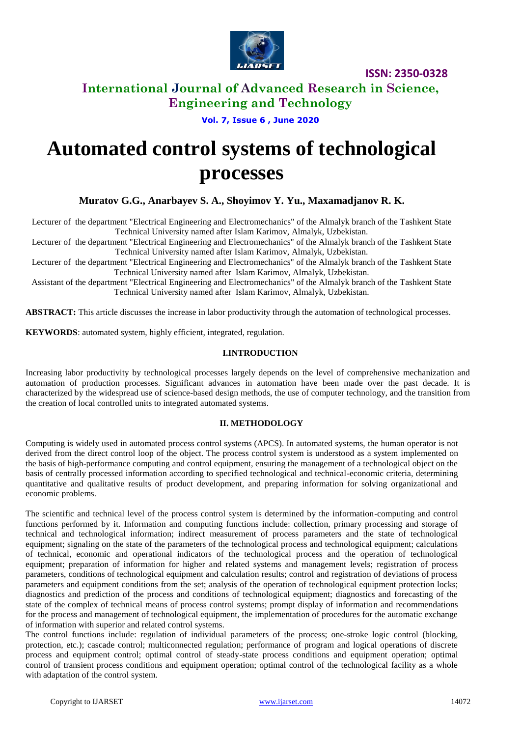# Automated control systems of technological processes

**Muratov G.G., Anarbayev S. A., Shoyimov Y. Yu., Maxamadjanov R. K.**

Lecturer of the department "Electrical Engineering and Electromechanics" of the Almalyk branch of the Tashkent State Technical University named after Islam Karimov, Almalyk, Uzbekistan.

Lecturer of the department "Electrical Engineering and Electromechanics" of the Almalyk branch of the Tashkent State Technical University named after Islam Karimov, Almalyk, Uzbekistan.

Lecturer of the department "Electrical Engineering and Electromechanics" of the Almalyk branch of the Tashkent State Technical University named after Islam Karimov, Almalyk, Uzbekistan.

Assistant of the department "Electrical Engineering and Electromechanics" of the Almalyk branch of the Tashkent State Technical University named after Islam Karimov, Almalyk, Uzbekistan.

**ABSTRACT:** This article discusses the increase in labor productivity through the automation of technological processes.

**KEYWORDS**: automated system, highly efficient, integrated, regulation.

## I.INTRODUCTION

Increasing labor productivity by technological processes largely depends on the level of comprehensive mechanization and automation of production processes. Significant advances in automation have been made over the past decade. It is characterized by the widespread use of science-based design methods, the use of computer technology, and the transition from the creation of local controlled units to integrated automated systems.

## II. METHODOLOGY

Computing is widely used in automated process control systems (APCS). In automated systems, the human operator is not derived from the direct control loop of the object. The process control system is understood as a system implemented on the basis of high-performance computing and control equipment, ensuring the management of a technological object on the basis of centrally processed information according to specified technological and technical-economic criteria, determining quantitative and qualitative results of product development, and preparing information for solving organizational and economic problems.

The scientific and technical level of the process control system is determined by the information-computing and control functions performed by it. Information and computing functions include: collection, primary processing and storage of technical and technological information; indirect measurement of process parameters and the state of technological equipment; signaling on the state of the parameters of the technological process and technological equipment; calculations of technical, economic and operational indicators of the technological process and the operation of technological equipment; preparation of information for higher and related systems and management levels; registration of process parameters, conditions of technological equipment and calculation results; control and registration of deviations of process parameters and equipment conditions from the set; analysis of the operation of technological equipment protection locks; diagnostics and prediction of the process and conditions of technological equipment; diagnostics and forecasting of the state of the complex of technical means of process control systems; prompt display of information and recommendations for the process and management of technological equipment, the implementation of procedures for the automatic exchange of information with superior and related control systems.

The control functions include: regulation of individual parameters of the process; one-stroke logic control (blocking, protection, etc.); cascade control; multiconnected regulation; performance of program and logical operations of discrete process and equipment control; optimal control of steady-state process conditions and equipment operation; optimal control of transient process conditions and equipment operation; optimal control of the technological facility as a whole with adaptation of the control system.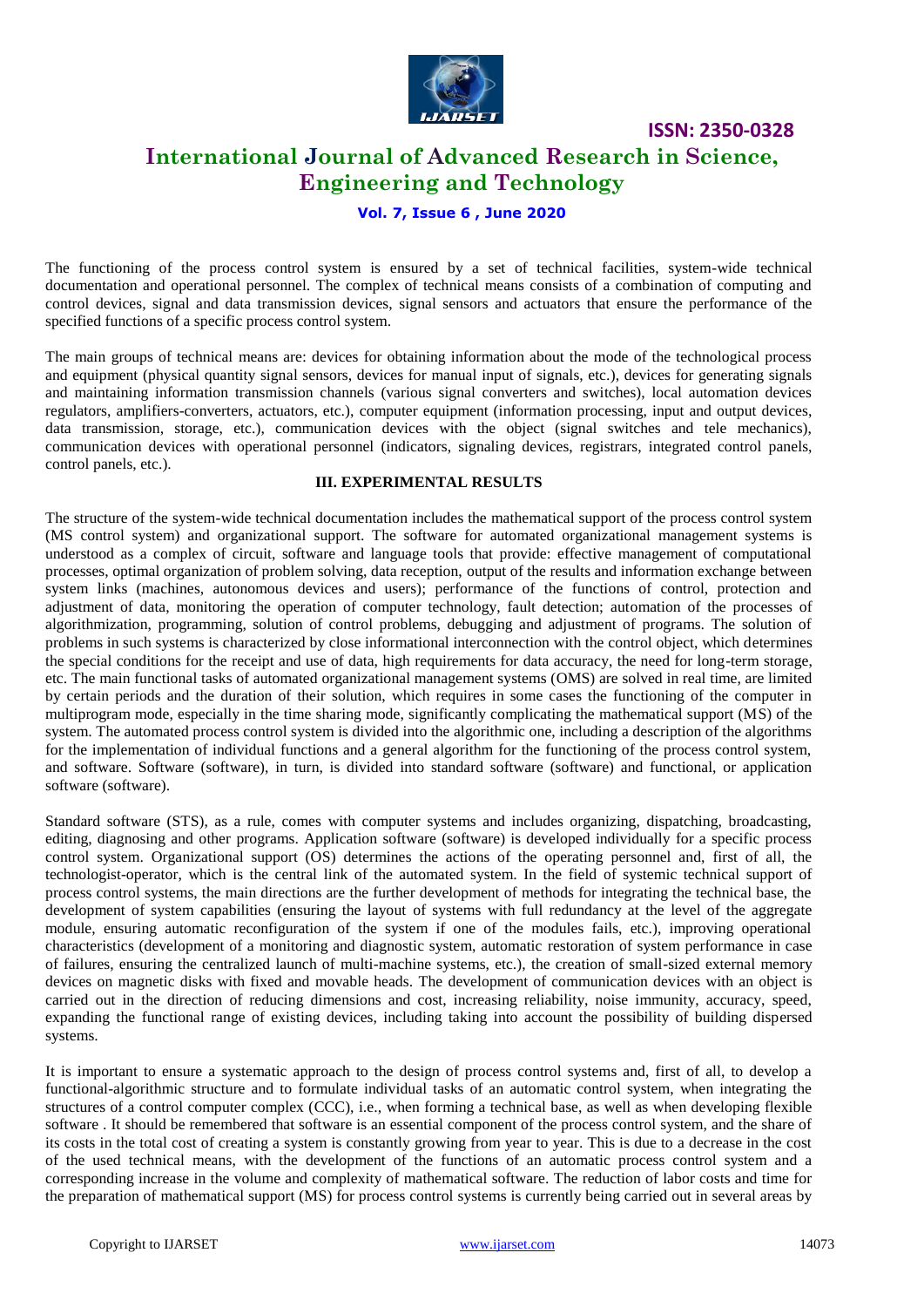The functioning of the process control system is ensured by a set of technical facilities, system-wide technical documentation and operational personnel. The complex of technical means consists of a combination of computing and control devices, signal and data transmission devices, signal sensors and actuators that ensure the performance of the specified functions of a specific process control system.

The main groups of technical means are: devices for obtaining information about the mode of the technological process and equipment (physical quantity signal sensors, devices for manual input of signals, etc.), devices for generating signals and maintaining information transmission channels (various signal converters and switches), local automation devices regulators, amplifiers-converters, actuators, etc.), computer equipment (information processing, input and output devices, data transmission, storage, etc.), communication devices with the object (signal switches and tele mechanics), communication devices with operational personnel (indicators, signaling devices, registrars, integrated control panels, control panels, etc.).

## III. EXPERIMENTAL RESULTS

The structure of the system-wide technical documentation includes the mathematical support of the process control system (MS control system) and organizational support. The software for automated organizational management systems is understood as a complex of circuit, software and language tools that provide: effective management of computational processes, optimal organization of problem solving, data reception, output of the results and information exchange between system links (machines, autonomous devices and users); performance of the functions of control, protection and adjustment of data, monitoring the operation of computer technology, fault detection; automation of the processes of algorithmization, programming, solution of control problems, debugging and adjustment of programs. The solution of problems in such systems is characterized by close informational interconnection with the control object, which determines the special conditions for the receipt and use of data, high requirements for data accuracy, the need for long-term storage, etc. The main functional tasks of automated organizational management systems (OMS) are solved in real time, are limited by certain periods and the duration of their solution, which requires in some cases the functioning of the computer in multiprogram mode, especially in the time sharing mode, significantly complicating the mathematical support (MS) of the system. The automated process control system is divided into the algorithmic one, including a description of the algorithms for the implementation of individual functions and a general algorithm for the functioning of the process control system, and software. Software (software), in turn, is divided into standard software (software) and functional, or application software (software).

Standard software (STS), as a rule, comes with computer systems and includes organizing, dispatching, broadcasting, editing, diagnosing and other programs. Application software (software) is developed individually for a specific process control system. Organizational support (OS) determines the actions of the operating personnel and, first of all, the technologist-operator, which is the central link of the automated system. In the field of systemic technical support of process control systems, the main directions are the further development of methods for integrating the technical base, the development of system capabilities (ensuring the layout of systems with full redundancy at the level of the aggregate module, ensuring automatic reconfiguration of the system if one of the modules fails, etc.), improving operational characteristics (development of a monitoring and diagnostic system, automatic restoration of system performance in case of failures, ensuring the centralized launch of multi-machine systems, etc.), the creation of small-sized external memory devices on magnetic disks with fixed and movable heads. The development of communication devices with an object is carried out in the direction of reducing dimensions and cost, increasing reliability, noise immunity, accuracy, speed, expanding the functional range of existing devices, including taking into account the possibility of building dispersed systems.

It is important to ensure a systematic approach to the design of process control systems and, first of all, to develop a functional-algorithmic structure and to formulate individual tasks of an automatic control system, when integrating the structures of a control computer complex (CCC), i.e., when forming a technical base, as well as when developing flexible software . It should be remembered that software is an essential component of the process control system, and the share of its costs in the total cost of creating a system is constantly growing from year to year. This is due to a decrease in the cost of the used technical means, with the development of the functions of an automatic process control system and a corresponding increase in the volume and complexity of mathematical software. The reduction of labor costs and time for the preparation of mathematical support (MS) for process control systems is currently being carried out in several areas by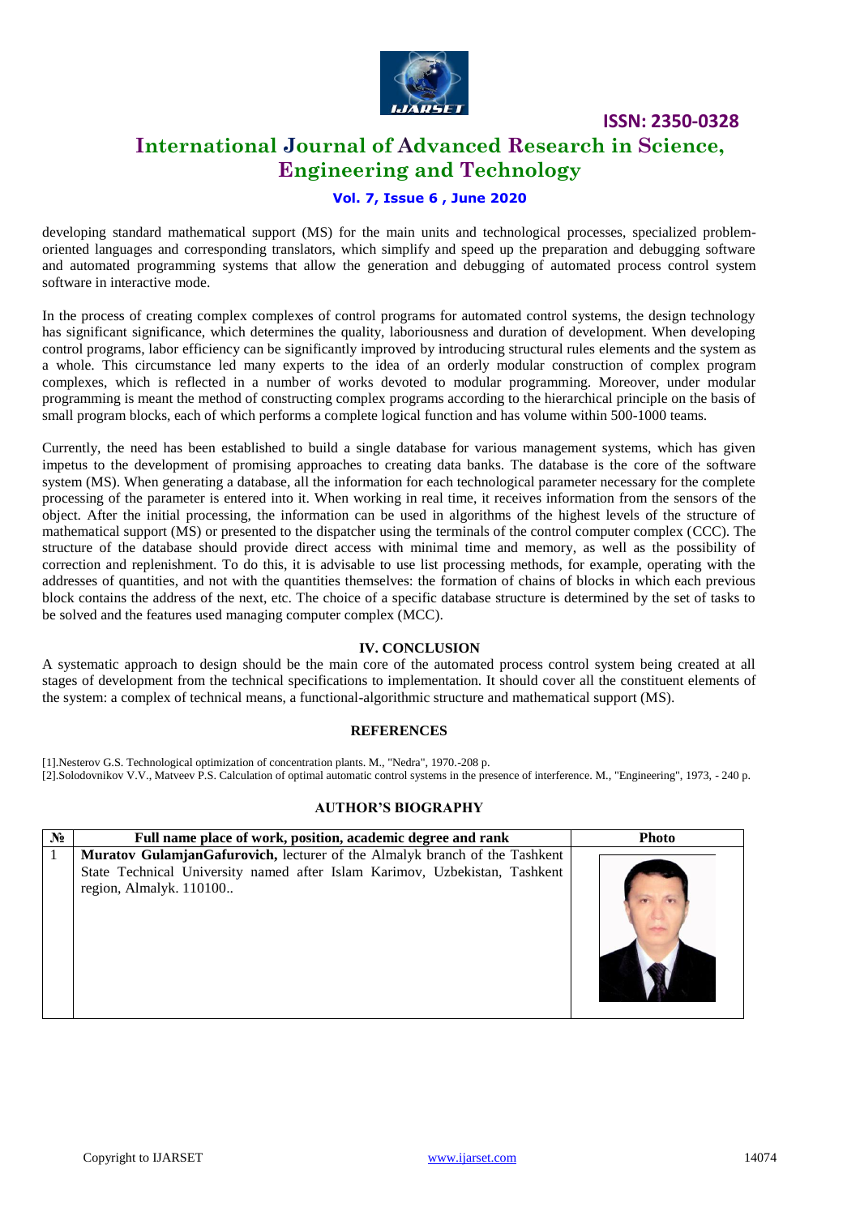developing standard mathematical support (MS) for the main units and technological processes, specialized problem-oriented languages and corresponding translators, which simplify and speed up the preparation and debugging software and automated programming systems that allow the generation and debugging of automated process control system software in interactive mode.

In the process of creating complex complexes of control programs for automated control systems, the design technology has significant significance, which determines the quality, laboriousness and duration of development. When developing control programs, labor efficiency can be significantly improved by introducing structural rules elements and the system as a whole. This circumstance led many experts to the idea of an orderly modular construction of complex program complexes, which is reflected in a number of works devoted to modular programming. Moreover, under modular programming is meant the method of constructing complex programs according to the hierarchical principle on the basis of small program blocks, each of which performs a complete logical function and has volume within 500-1000 teams.

Currently, the need has been established to build a single database for various management systems, which has given impetus to the development of promising approaches to creating data banks. The database is the core of the software system (MS). When generating a database, all the information for each technological parameter necessary for the complete processing of the parameter is entered into it. When working in real time, it receives information from the sensors of the object. After the initial processing, the information can be used in algorithms of the highest levels of the structure of mathematical support (MS) or presented to the dispatcher using the terminals of the control computer complex (CCC). The structure of the database should provide direct access with minimal time and memory, as well as the possibility of correction and replenishment. To do this, it is advisable to use list processing methods, for example, operating with the addresses of quantities, and not with the quantities themselves: the formation of chains of blocks in which each previous block contains the address of the next, etc. The choice of a specific database structure is determined by the set of tasks to be solved and the features used managing computer complex (MCC).

## IV. CONCLUSION

A systematic approach to design should be the main core of the automated process control system being created at all stages of development from the technical specifications to implementation. It should cover all the constituent elements of the system: a complex of technical means, a functional-algorithmic structure and mathematical support (MS).

## REFERENCES

[1].Nesterov G.S. Technological optimization of concentration plants. M., "Nedra", 1970.-208 p.

[2].Solodovnikov V.V., Matveev P.S. Calculation of optimal automatic control systems in the presence of interference. M., "Engineering", 1973, - 240 p.

## AUTHOR'S BIOGRAPHY

| № | Full name place of work, position, academic degree and rank | Photo |
|---|---|---|
| 1 | **Muratov GulamjanGafurovich,** lecturer of the Almalyk branch of the Tashkent State Technical University named after Islam Karimov, Uzbekistan, Tashkent region, Almalyk. 110100.. | |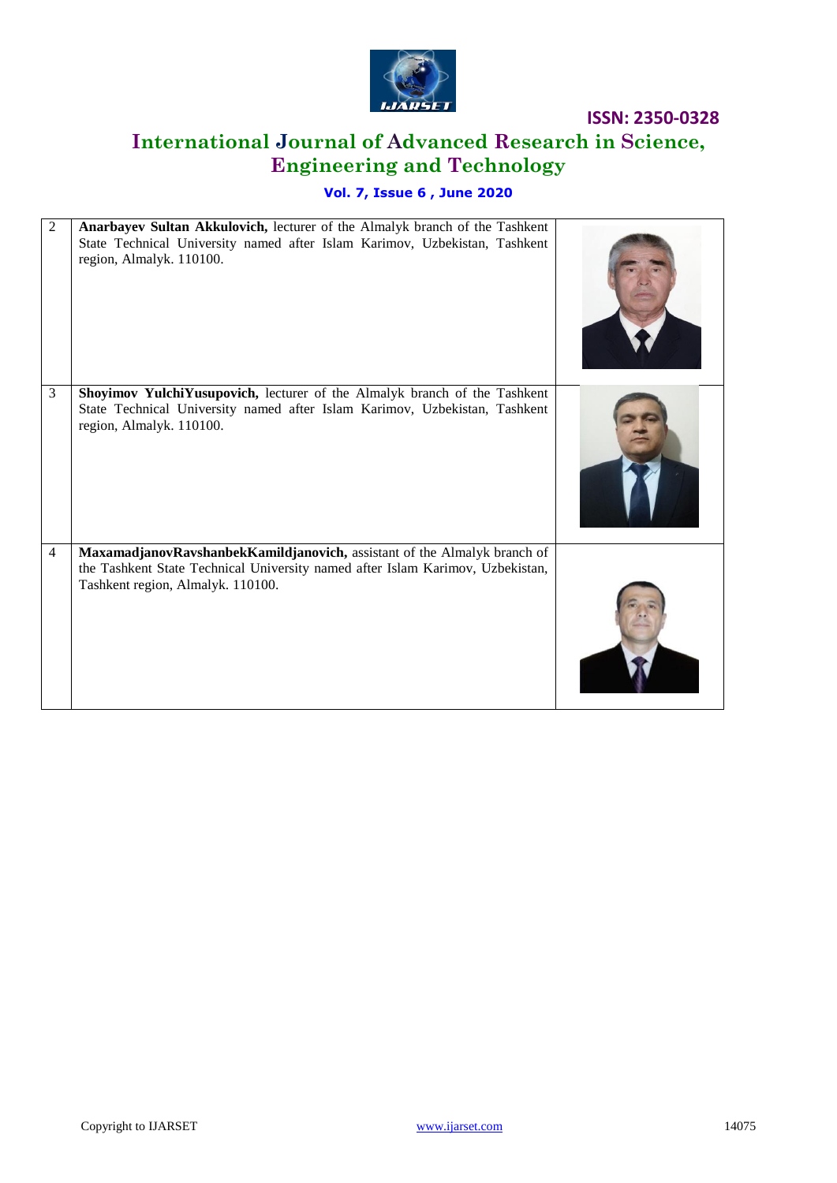| | | |
|---|---|---|
| 2 | **Anarbayev Sultan Akkulovich,** lecturer of the Almalyk branch of the Tashkent State Technical University named after Islam Karimov, Uzbekistan, Tashkent region, Almalyk. 110100. | |
| 3 | **Shoyimov YulchiYusupovich,** lecturer of the Almalyk branch of the Tashkent State Technical University named after Islam Karimov, Uzbekistan, Tashkent region, Almalyk. 110100. | |
| 4 | **MaxamadjanovRavshanbekKamildjanovich,** assistant of the Almalyk branch of the Tashkent State Technical University named after Islam Karimov, Uzbekistan, Tashkent region, Almalyk. 110100. | |